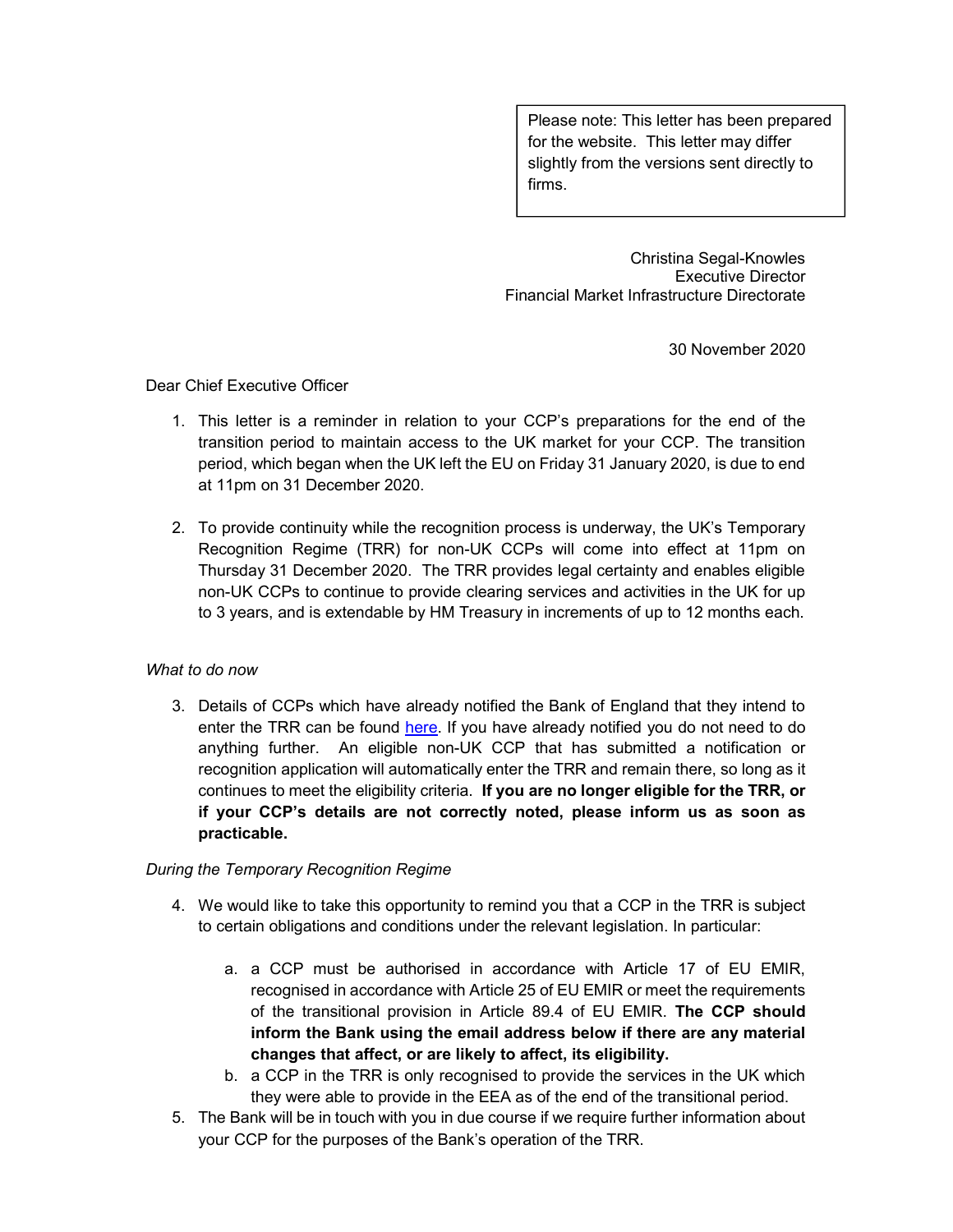> Please note: This letter has been prepared for the website. This letter may differ slightly from the versions sent directly to firms.

Christina Segal-Knowles
Executive Director
Financial Market Infrastructure Directorate

30 November 2020

Dear Chief Executive Officer

1. This letter is a reminder in relation to your CCP's preparations for the end of the transition period to maintain access to the UK market for your CCP. The transition period, which began when the UK left the EU on Friday 31 January 2020, is due to end at 11pm on 31 December 2020.

2. To provide continuity while the recognition process is underway, the UK's Temporary Recognition Regime (TRR) for non-UK CCPs will come into effect at 11pm on Thursday 31 December 2020. The TRR provides legal certainty and enables eligible non-UK CCPs to continue to provide clearing services and activities in the UK for up to 3 years, and is extendable by HM Treasury in increments of up to 12 months each.

*What to do now*

3. Details of CCPs which have already notified the Bank of England that they intend to enter the TRR can be found here. If you have already notified you do not need to do anything further. An eligible non-UK CCP that has submitted a notification or recognition application will automatically enter the TRR and remain there, so long as it continues to meet the eligibility criteria. **If you are no longer eligible for the TRR, or if your CCP's details are not correctly noted, please inform us as soon as practicable.**

*During the Temporary Recognition Regime*

4. We would like to take this opportunity to remind you that a CCP in the TRR is subject to certain obligations and conditions under the relevant legislation. In particular:

   a. a CCP must be authorised in accordance with Article 17 of EU EMIR, recognised in accordance with Article 25 of EU EMIR or meet the requirements of the transitional provision in Article 89.4 of EU EMIR. **The CCP should inform the Bank using the email address below if there are any material changes that affect, or are likely to affect, its eligibility.**
   b. a CCP in the TRR is only recognised to provide the services in the UK which they were able to provide in the EEA as of the end of the transitional period.

5. The Bank will be in touch with you in due course if we require further information about your CCP for the purposes of the Bank's operation of the TRR.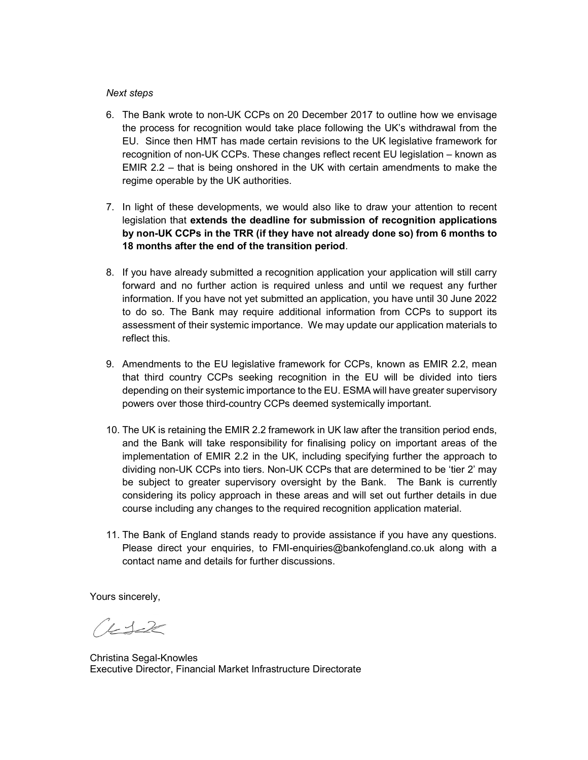*Next steps*

6. The Bank wrote to non-UK CCPs on 20 December 2017 to outline how we envisage the process for recognition would take place following the UK's withdrawal from the EU. Since then HMT has made certain revisions to the UK legislative framework for recognition of non-UK CCPs. These changes reflect recent EU legislation – known as EMIR 2.2 – that is being onshored in the UK with certain amendments to make the regime operable by the UK authorities.

7. In light of these developments, we would also like to draw your attention to recent legislation that **extends the deadline for submission of recognition applications by non-UK CCPs in the TRR (if they have not already done so) from 6 months to 18 months after the end of the transition period**.

8. If you have already submitted a recognition application your application will still carry forward and no further action is required unless and until we request any further information. If you have not yet submitted an application, you have until 30 June 2022 to do so. The Bank may require additional information from CCPs to support its assessment of their systemic importance. We may update our application materials to reflect this.

9. Amendments to the EU legislative framework for CCPs, known as EMIR 2.2, mean that third country CCPs seeking recognition in the EU will be divided into tiers depending on their systemic importance to the EU. ESMA will have greater supervisory powers over those third-country CCPs deemed systemically important.

10. The UK is retaining the EMIR 2.2 framework in UK law after the transition period ends, and the Bank will take responsibility for finalising policy on important areas of the implementation of EMIR 2.2 in the UK, including specifying further the approach to dividing non-UK CCPs into tiers. Non-UK CCPs that are determined to be 'tier 2' may be subject to greater supervisory oversight by the Bank. The Bank is currently considering its policy approach in these areas and will set out further details in due course including any changes to the required recognition application material.

11. The Bank of England stands ready to provide assistance if you have any questions. Please direct your enquiries, to FMI-enquiries@bankofengland.co.uk along with a contact name and details for further discussions.

Yours sincerely,

Christina Segal-Knowles
Executive Director, Financial Market Infrastructure Directorate